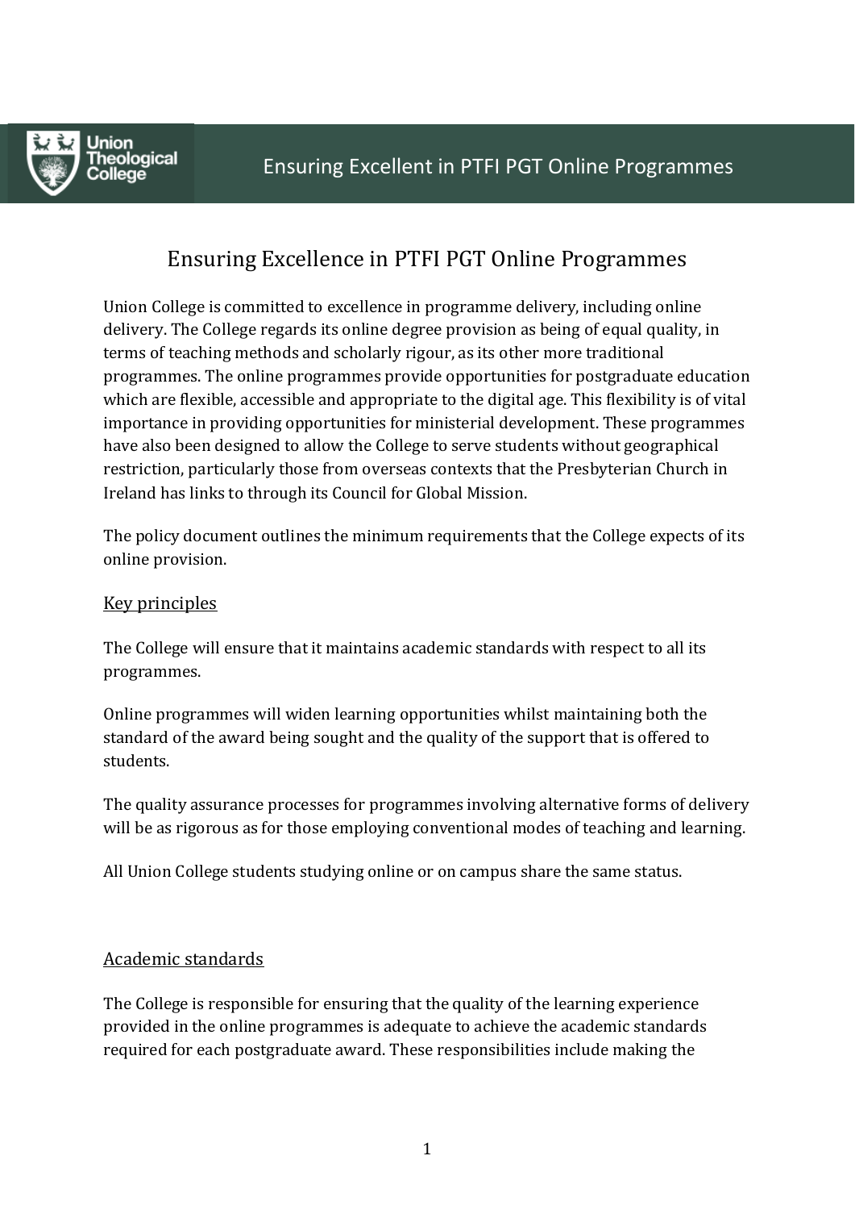# Ensuring Excellence in PTFI PGT Online Programmes

Union College is committed to excellence in programme delivery, including online delivery. The College regards its online degree provision as being of equal quality, in terms of teaching methods and scholarly rigour, as its other more traditional programmes. The online programmes provide opportunities for postgraduate education which are flexible, accessible and appropriate to the digital age. This flexibility is of vital importance in providing opportunities for ministerial development. These programmes have also been designed to allow the College to serve students without geographical restriction, particularly those from overseas contexts that the Presbyterian Church in Ireland has links to through its Council for Global Mission.

The policy document outlines the minimum requirements that the College expects of its online provision.

## Key principles

The College will ensure that it maintains academic standards with respect to all its programmes.

Online programmes will widen learning opportunities whilst maintaining both the standard of the award being sought and the quality of the support that is offered to students.

The quality assurance processes for programmes involving alternative forms of delivery will be as rigorous as for those employing conventional modes of teaching and learning.

All Union College students studying online or on campus share the same status.

## Academic standards

The College is responsible for ensuring that the quality of the learning experience provided in the online programmes is adequate to achieve the academic standards required for each postgraduate award. These responsibilities include making the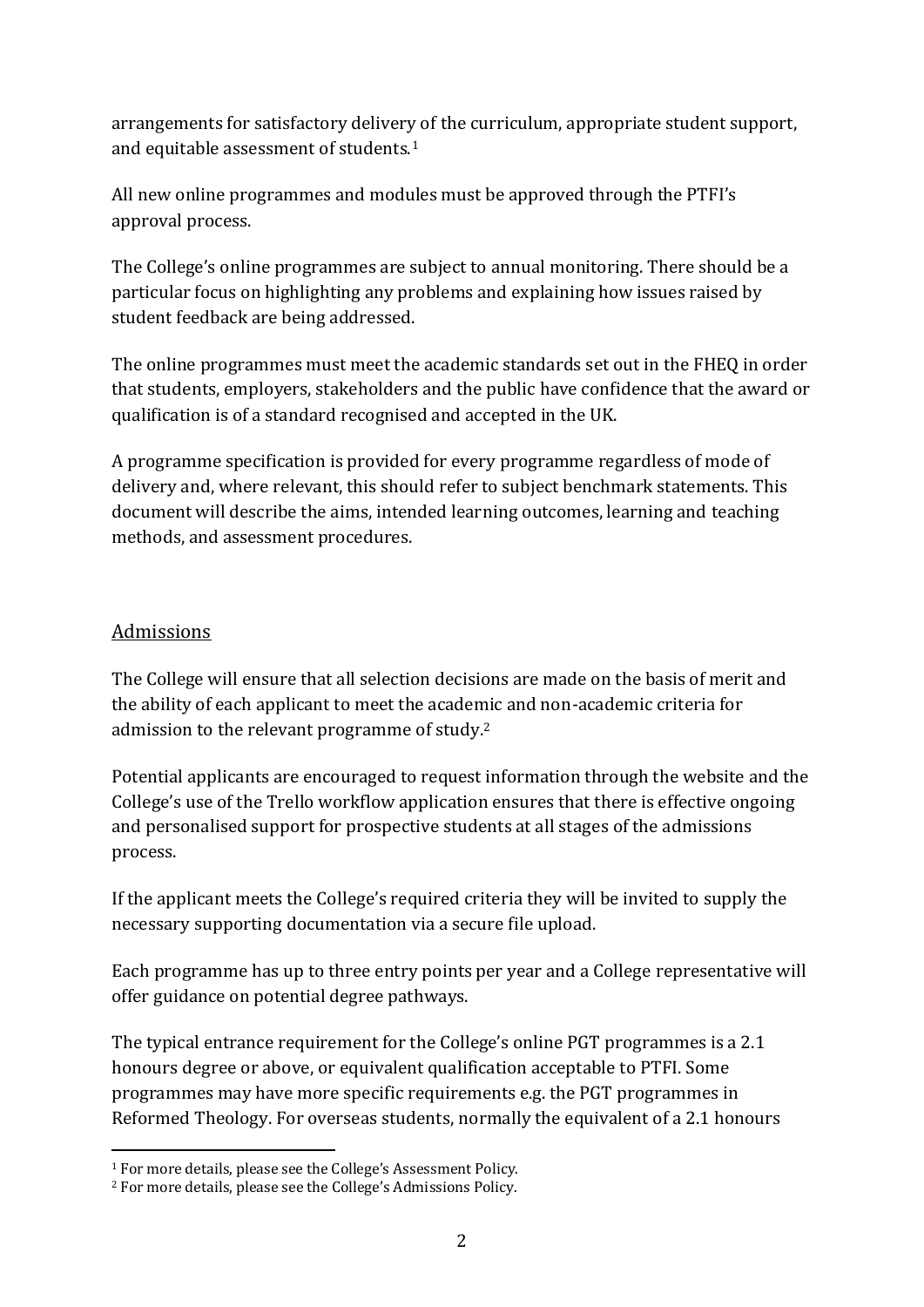arrangements for satisfactory delivery of the curriculum, appropriate student support, and equitable assessment of students.[1]

All new online programmes and modules must be approved through the PTFI's approval process.

The College's online programmes are subject to annual monitoring. There should be a particular focus on highlighting any problems and explaining how issues raised by student feedback are being addressed.

The online programmes must meet the academic standards set out in the FHEQ in order that students, employers, stakeholders and the public have confidence that the award or qualification is of a standard recognised and accepted in the UK.

A programme specification is provided for every programme regardless of mode of delivery and, where relevant, this should refer to subject benchmark statements. This document will describe the aims, intended learning outcomes, learning and teaching methods, and assessment procedures.

## Admissions

The College will ensure that all selection decisions are made on the basis of merit and the ability of each applicant to meet the academic and non-academic criteria for admission to the relevant programme of study.[2]

Potential applicants are encouraged to request information through the website and the College's use of the Trello workflow application ensures that there is effective ongoing and personalised support for prospective students at all stages of the admissions process.

If the applicant meets the College's required criteria they will be invited to supply the necessary supporting documentation via a secure file upload.

Each programme has up to three entry points per year and a College representative will offer guidance on potential degree pathways.

The typical entrance requirement for the College's online PGT programmes is a 2.1 honours degree or above, or equivalent qualification acceptable to PTFI. Some programmes may have more specific requirements e.g. the PGT programmes in Reformed Theology. For overseas students, normally the equivalent of a 2.1 honours

---

[1] For more details, please see the College's Assessment Policy.

[2] For more details, please see the College's Admissions Policy.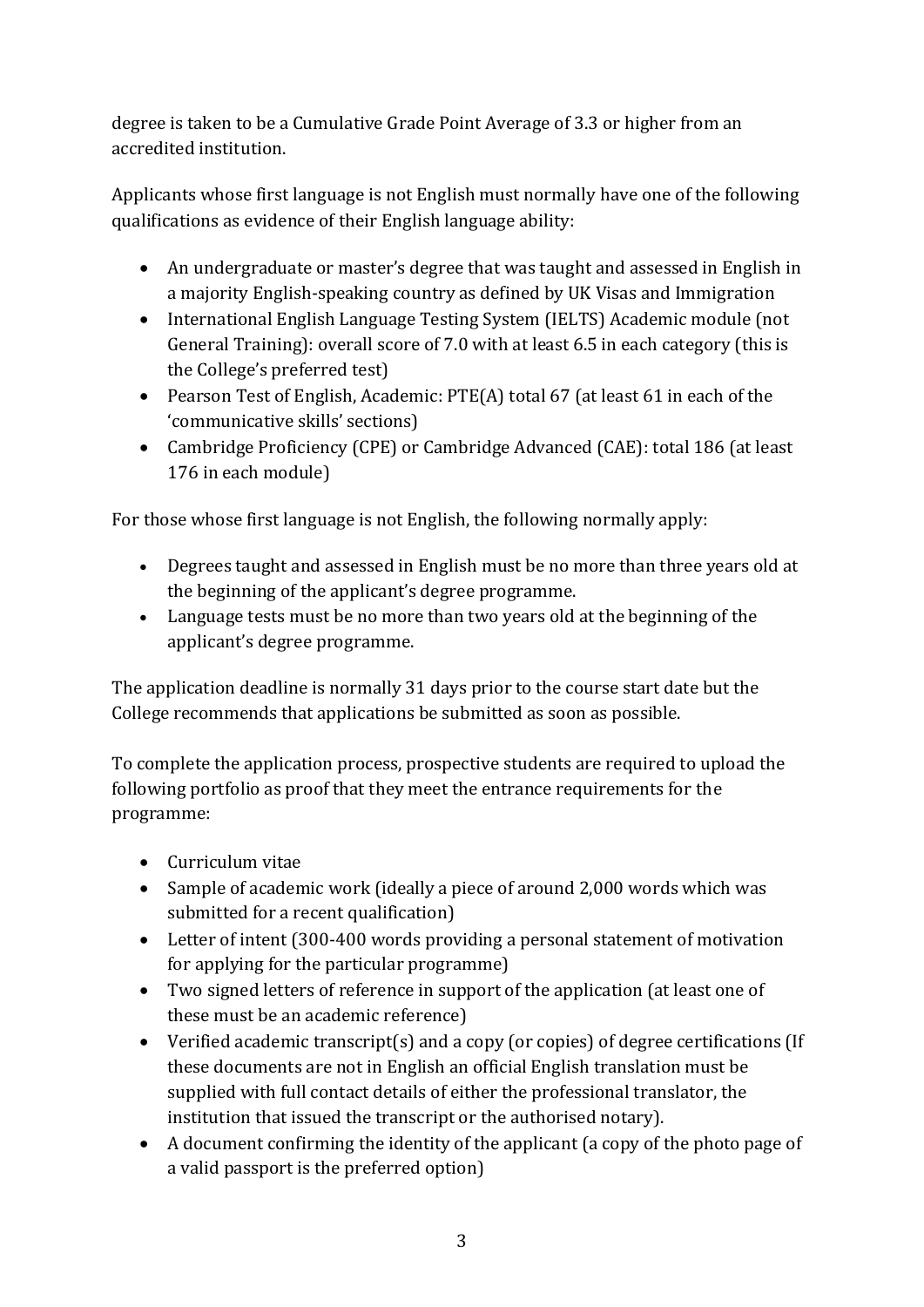degree is taken to be a Cumulative Grade Point Average of 3.3 or higher from an accredited institution.

Applicants whose first language is not English must normally have one of the following qualifications as evidence of their English language ability:

- An undergraduate or master's degree that was taught and assessed in English in a majority English-speaking country as defined by UK Visas and Immigration
- International English Language Testing System (IELTS) Academic module (not General Training): overall score of 7.0 with at least 6.5 in each category (this is the College's preferred test)
- Pearson Test of English, Academic: PTE(A) total 67 (at least 61 in each of the 'communicative skills' sections)
- Cambridge Proficiency (CPE) or Cambridge Advanced (CAE): total 186 (at least 176 in each module)

For those whose first language is not English, the following normally apply:

- Degrees taught and assessed in English must be no more than three years old at the beginning of the applicant's degree programme.
- Language tests must be no more than two years old at the beginning of the applicant's degree programme.

The application deadline is normally 31 days prior to the course start date but the College recommends that applications be submitted as soon as possible.

To complete the application process, prospective students are required to upload the following portfolio as proof that they meet the entrance requirements for the programme:

- Curriculum vitae
- Sample of academic work (ideally a piece of around 2,000 words which was submitted for a recent qualification)
- Letter of intent (300-400 words providing a personal statement of motivation for applying for the particular programme)
- Two signed letters of reference in support of the application (at least one of these must be an academic reference)
- Verified academic transcript(s) and a copy (or copies) of degree certifications (If these documents are not in English an official English translation must be supplied with full contact details of either the professional translator, the institution that issued the transcript or the authorised notary).
- A document confirming the identity of the applicant (a copy of the photo page of a valid passport is the preferred option)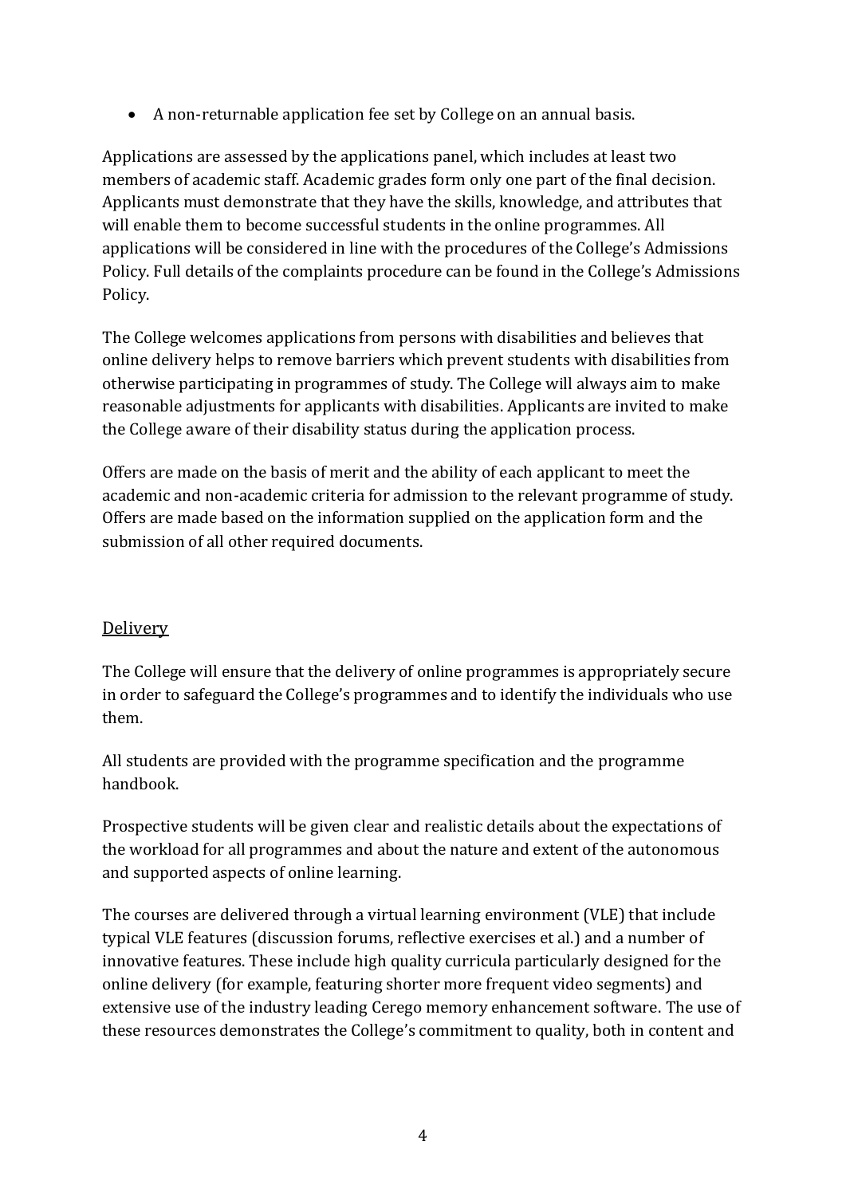- A non-returnable application fee set by College on an annual basis.

Applications are assessed by the applications panel, which includes at least two members of academic staff. Academic grades form only one part of the final decision. Applicants must demonstrate that they have the skills, knowledge, and attributes that will enable them to become successful students in the online programmes. All applications will be considered in line with the procedures of the College's Admissions Policy. Full details of the complaints procedure can be found in the College's Admissions Policy.

The College welcomes applications from persons with disabilities and believes that online delivery helps to remove barriers which prevent students with disabilities from otherwise participating in programmes of study. The College will always aim to make reasonable adjustments for applicants with disabilities. Applicants are invited to make the College aware of their disability status during the application process.

Offers are made on the basis of merit and the ability of each applicant to meet the academic and non-academic criteria for admission to the relevant programme of study. Offers are made based on the information supplied on the application form and the submission of all other required documents.

## Delivery

The College will ensure that the delivery of online programmes is appropriately secure in order to safeguard the College's programmes and to identify the individuals who use them.

All students are provided with the programme specification and the programme handbook.

Prospective students will be given clear and realistic details about the expectations of the workload for all programmes and about the nature and extent of the autonomous and supported aspects of online learning.

The courses are delivered through a virtual learning environment (VLE) that include typical VLE features (discussion forums, reflective exercises et al.) and a number of innovative features. These include high quality curricula particularly designed for the online delivery (for example, featuring shorter more frequent video segments) and extensive use of the industry leading Cerego memory enhancement software. The use of these resources demonstrates the College's commitment to quality, both in content and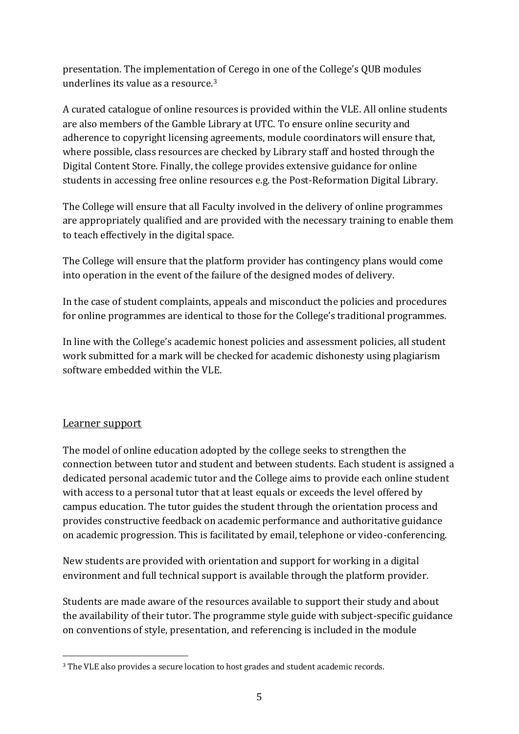presentation. The implementation of Cerego in one of the College's QUB modules underlines its value as a resource.[3]

A curated catalogue of online resources is provided within the VLE. All online students are also members of the Gamble Library at UTC. To ensure online security and adherence to copyright licensing agreements, module coordinators will ensure that, where possible, class resources are checked by Library staff and hosted through the Digital Content Store. Finally, the college provides extensive guidance for online students in accessing free online resources e.g. the Post-Reformation Digital Library.

The College will ensure that all Faculty involved in the delivery of online programmes are appropriately qualified and are provided with the necessary training to enable them to teach effectively in the digital space.

The College will ensure that the platform provider has contingency plans would come into operation in the event of the failure of the designed modes of delivery.

In the case of student complaints, appeals and misconduct the policies and procedures for online programmes are identical to those for the College's traditional programmes.

In line with the College's academic honest policies and assessment policies, all student work submitted for a mark will be checked for academic dishonesty using plagiarism software embedded within the VLE.

## Learner support

The model of online education adopted by the college seeks to strengthen the connection between tutor and student and between students. Each student is assigned a dedicated personal academic tutor and the College aims to provide each online student with access to a personal tutor that at least equals or exceeds the level offered by campus education. The tutor guides the student through the orientation process and provides constructive feedback on academic performance and authoritative guidance on academic progression. This is facilitated by email, telephone or video-conferencing.

New students are provided with orientation and support for working in a digital environment and full technical support is available through the platform provider.

Students are made aware of the resources available to support their study and about the availability of their tutor. The programme style guide with subject-specific guidance on conventions of style, presentation, and referencing is included in the module

[3] The VLE also provides a secure location to host grades and student academic records.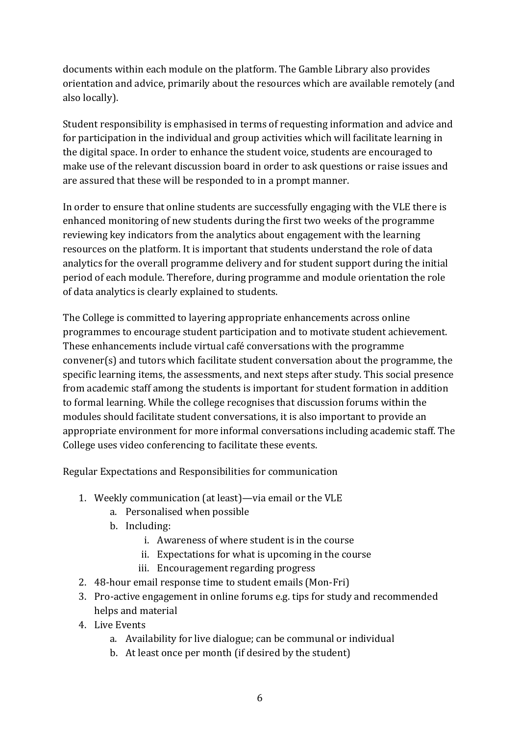documents within each module on the platform. The Gamble Library also provides orientation and advice, primarily about the resources which are available remotely (and also locally).

Student responsibility is emphasised in terms of requesting information and advice and for participation in the individual and group activities which will facilitate learning in the digital space. In order to enhance the student voice, students are encouraged to make use of the relevant discussion board in order to ask questions or raise issues and are assured that these will be responded to in a prompt manner.

In order to ensure that online students are successfully engaging with the VLE there is enhanced monitoring of new students during the first two weeks of the programme reviewing key indicators from the analytics about engagement with the learning resources on the platform. It is important that students understand the role of data analytics for the overall programme delivery and for student support during the initial period of each module. Therefore, during programme and module orientation the role of data analytics is clearly explained to students.

The College is committed to layering appropriate enhancements across online programmes to encourage student participation and to motivate student achievement. These enhancements include virtual café conversations with the programme convener(s) and tutors which facilitate student conversation about the programme, the specific learning items, the assessments, and next steps after study. This social presence from academic staff among the students is important for student formation in addition to formal learning. While the college recognises that discussion forums within the modules should facilitate student conversations, it is also important to provide an appropriate environment for more informal conversations including academic staff. The College uses video conferencing to facilitate these events.

Regular Expectations and Responsibilities for communication

1. Weekly communication (at least)—via email or the VLE
    a. Personalised when possible
    b. Including:
        i. Awareness of where student is in the course
        ii. Expectations for what is upcoming in the course
        iii. Encouragement regarding progress
2. 48-hour email response time to student emails (Mon-Fri)
3. Pro-active engagement in online forums e.g. tips for study and recommended helps and material
4. Live Events
    a. Availability for live dialogue; can be communal or individual
    b. At least once per month (if desired by the student)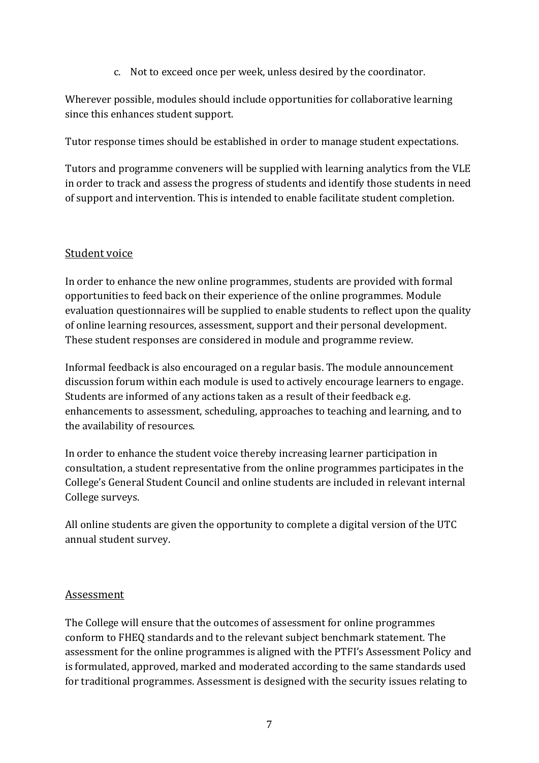c. Not to exceed once per week, unless desired by the coordinator.

Wherever possible, modules should include opportunities for collaborative learning since this enhances student support.

Tutor response times should be established in order to manage student expectations.

Tutors and programme conveners will be supplied with learning analytics from the VLE in order to track and assess the progress of students and identify those students in need of support and intervention. This is intended to enable facilitate student completion.

## Student voice

In order to enhance the new online programmes, students are provided with formal opportunities to feed back on their experience of the online programmes. Module evaluation questionnaires will be supplied to enable students to reflect upon the quality of online learning resources, assessment, support and their personal development. These student responses are considered in module and programme review.

Informal feedback is also encouraged on a regular basis. The module announcement discussion forum within each module is used to actively encourage learners to engage. Students are informed of any actions taken as a result of their feedback e.g. enhancements to assessment, scheduling, approaches to teaching and learning, and to the availability of resources.

In order to enhance the student voice thereby increasing learner participation in consultation, a student representative from the online programmes participates in the College's General Student Council and online students are included in relevant internal College surveys.

All online students are given the opportunity to complete a digital version of the UTC annual student survey.

## Assessment

The College will ensure that the outcomes of assessment for online programmes conform to FHEQ standards and to the relevant subject benchmark statement. The assessment for the online programmes is aligned with the PTFI's Assessment Policy and is formulated, approved, marked and moderated according to the same standards used for traditional programmes. Assessment is designed with the security issues relating to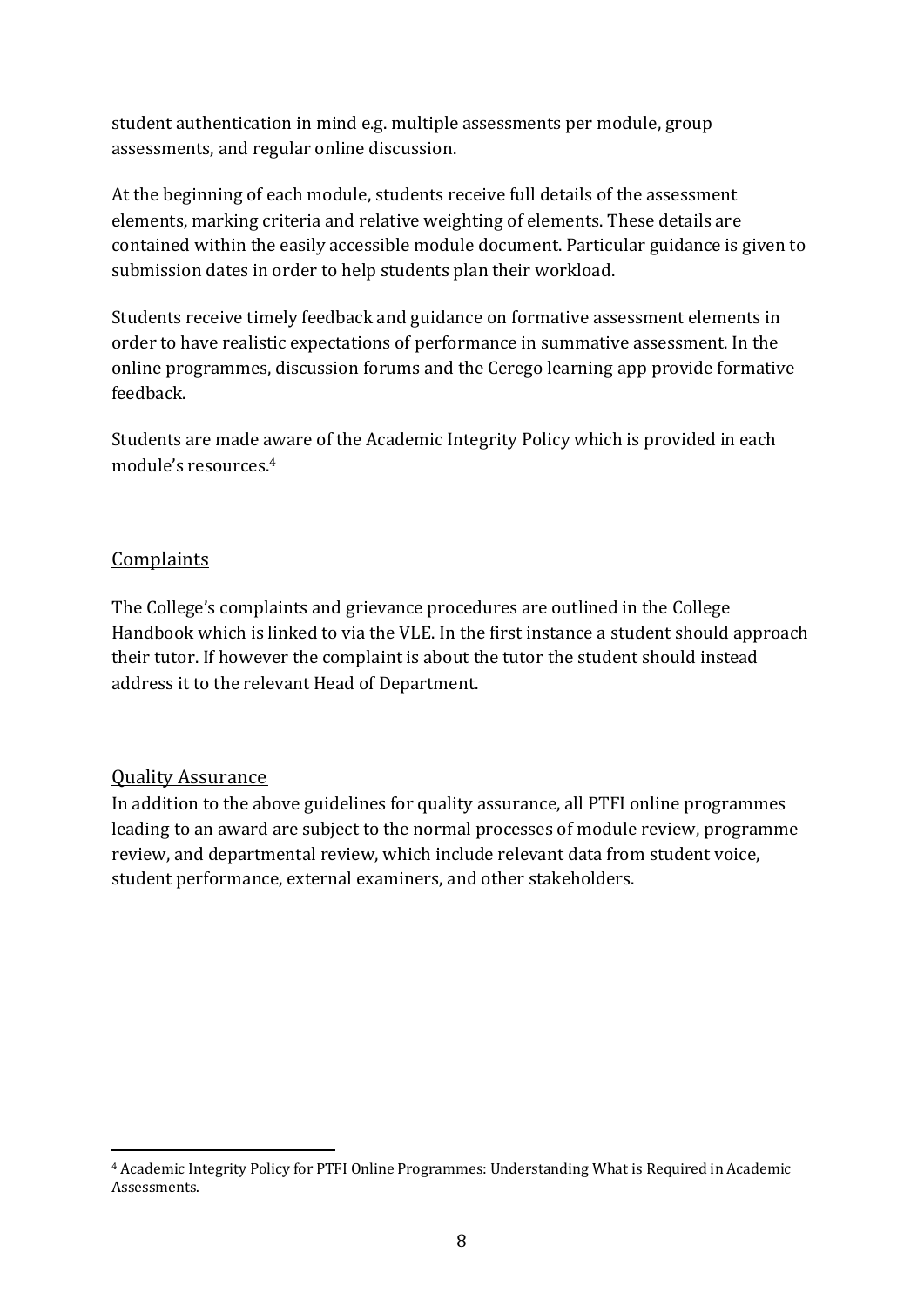student authentication in mind e.g. multiple assessments per module, group assessments, and regular online discussion.

At the beginning of each module, students receive full details of the assessment elements, marking criteria and relative weighting of elements. These details are contained within the easily accessible module document. Particular guidance is given to submission dates in order to help students plan their workload.

Students receive timely feedback and guidance on formative assessment elements in order to have realistic expectations of performance in summative assessment. In the online programmes, discussion forums and the Cerego learning app provide formative feedback.

Students are made aware of the Academic Integrity Policy which is provided in each module's resources.[4]

## Complaints

The College's complaints and grievance procedures are outlined in the College Handbook which is linked to via the VLE. In the first instance a student should approach their tutor. If however the complaint is about the tutor the student should instead address it to the relevant Head of Department.

## Quality Assurance

In addition to the above guidelines for quality assurance, all PTFI online programmes leading to an award are subject to the normal processes of module review, programme review, and departmental review, which include relevant data from student voice, student performance, external examiners, and other stakeholders.

---

[4] Academic Integrity Policy for PTFI Online Programmes: Understanding What is Required in Academic Assessments.